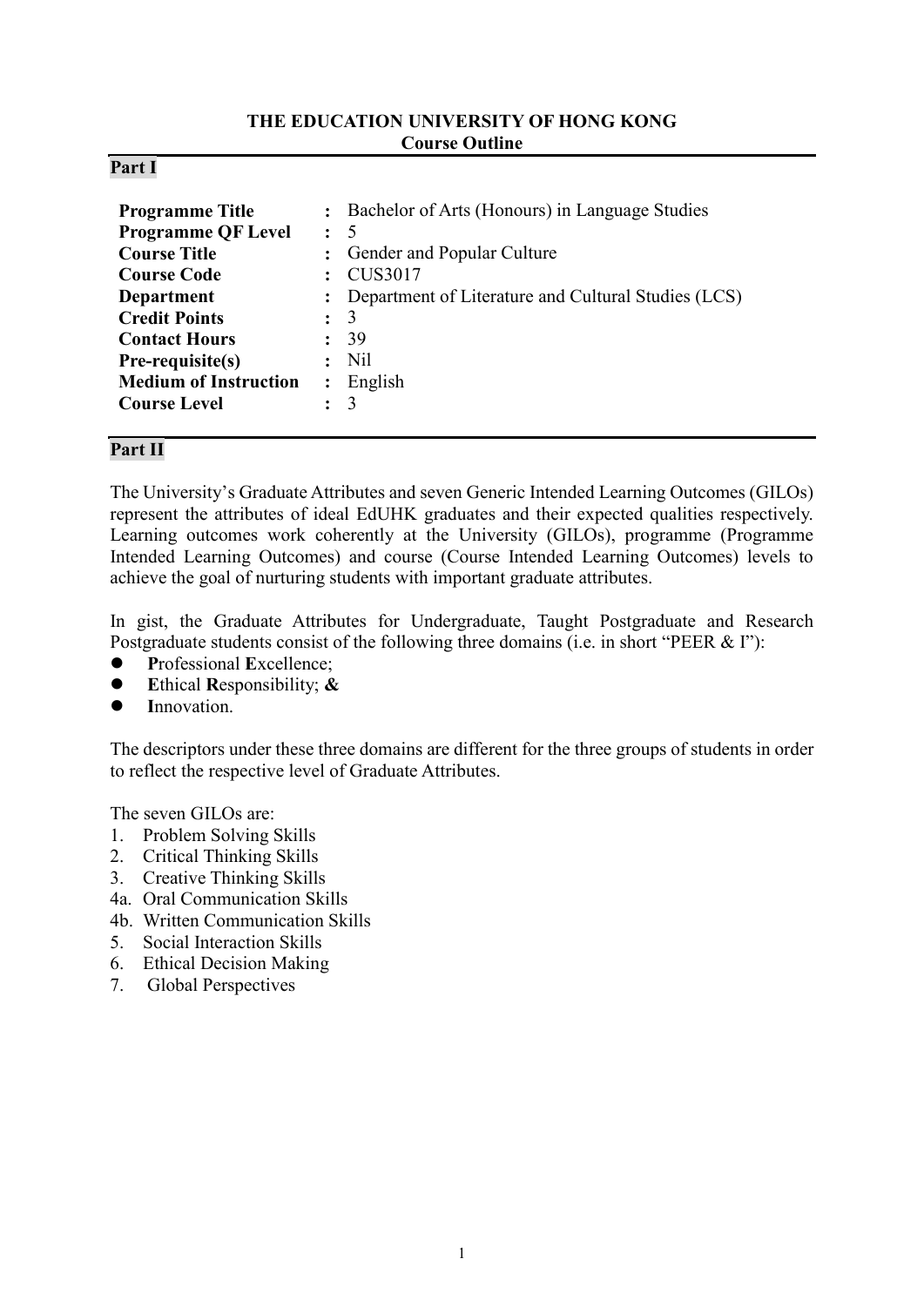# THE EDUCATION UNIVERSITY OF HONG KONG
## Course Outline

## Part I

| | | |
|---|---|---|
| **Programme Title** | : | Bachelor of Arts (Honours) in Language Studies |
| **Programme QF Level** | : | 5 |
| **Course Title** | : | Gender and Popular Culture |
| **Course Code** | : | CUS3017 |
| **Department** | : | Department of Literature and Cultural Studies (LCS) |
| **Credit Points** | : | 3 |
| **Contact Hours** | : | 39 |
| **Pre-requisite(s)** | : | Nil |
| **Medium of Instruction** | : | English |
| **Course Level** | : | 3 |

## Part II

The University's Graduate Attributes and seven Generic Intended Learning Outcomes (GILOs) represent the attributes of ideal EdUHK graduates and their expected qualities respectively. Learning outcomes work coherently at the University (GILOs), programme (Programme Intended Learning Outcomes) and course (Course Intended Learning Outcomes) levels to achieve the goal of nurturing students with important graduate attributes.

In gist, the Graduate Attributes for Undergraduate, Taught Postgraduate and Research Postgraduate students consist of the following three domains (i.e. in short "PEER & I"):

- **P**rofessional **E**xcellence;
- **E**thical **R**esponsibility; **&**
- **I**nnovation.

The descriptors under these three domains are different for the three groups of students in order to reflect the respective level of Graduate Attributes.

The seven GILOs are:

1. Problem Solving Skills
2. Critical Thinking Skills
3. Creative Thinking Skills

4a. Oral Communication Skills

4b. Written Communication Skills

5. Social Interaction Skills
6. Ethical Decision Making
7. Global Perspectives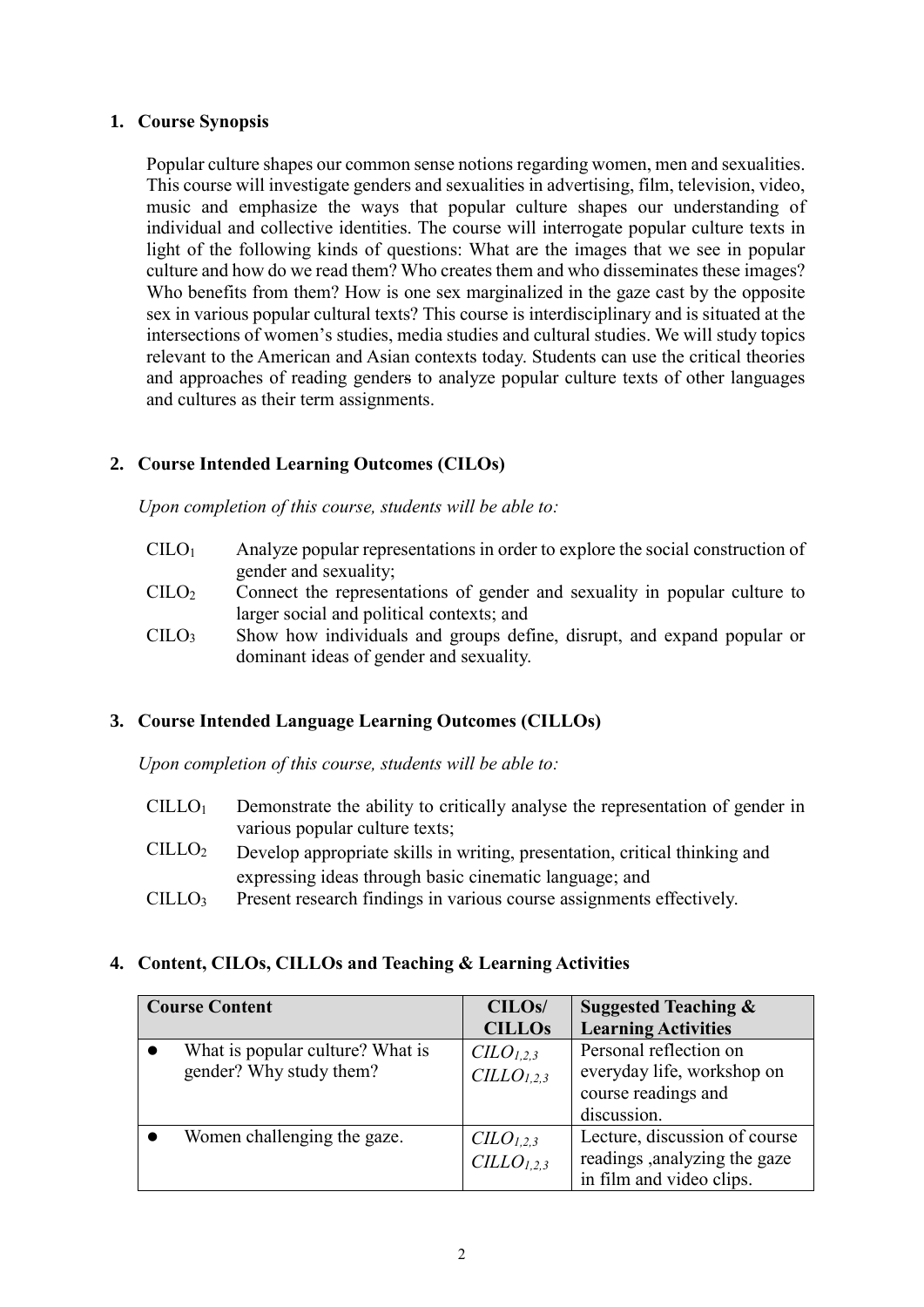## 1. Course Synopsis

Popular culture shapes our common sense notions regarding women, men and sexualities. This course will investigate genders and sexualities in advertising, film, television, video, music and emphasize the ways that popular culture shapes our understanding of individual and collective identities. The course will interrogate popular culture texts in light of the following kinds of questions: What are the images that we see in popular culture and how do we read them? Who creates them and who disseminates these images? Who benefits from them? How is one sex marginalized in the gaze cast by the opposite sex in various popular cultural texts? This course is interdisciplinary and is situated at the intersections of women's studies, media studies and cultural studies. We will study topics relevant to the American and Asian contexts today. Students can use the critical theories and approaches of reading genders to analyze popular culture texts of other languages and cultures as their term assignments.

## 2. Course Intended Learning Outcomes (CILOs)

*Upon completion of this course, students will be able to:*

- $CILO_1$ Analyze popular representations in order to explore the social construction of gender and sexuality;
- $CILO_2$ Connect the representations of gender and sexuality in popular culture to larger social and political contexts; and
- $CILO_3$ Show how individuals and groups define, disrupt, and expand popular or dominant ideas of gender and sexuality.

## 3. Course Intended Language Learning Outcomes (CILLOs)

*Upon completion of this course, students will be able to:*

- $CILLO_1$ Demonstrate the ability to critically analyse the representation of gender in various popular culture texts;
- $CILLO_2$ Develop appropriate skills in writing, presentation, critical thinking and expressing ideas through basic cinematic language; and
- $CILLO_3$ Present research findings in various course assignments effectively.

## 4. Content, CILOs, CILLOs and Teaching & Learning Activities

| Course Content | CILOs/ CILLOs | Suggested Teaching & Learning Activities |
|---|---|---|
| • What is popular culture? What is gender? Why study them? | *$CILO_{1,2,3}$* *$CILLO_{1,2,3}$* | Personal reflection on everyday life, workshop on course readings and discussion. |
| • Women challenging the gaze. | *$CILO_{1,2,3}$* *$CILLO_{1,2,3}$* | Lecture, discussion of course readings ,analyzing the gaze in film and video clips. |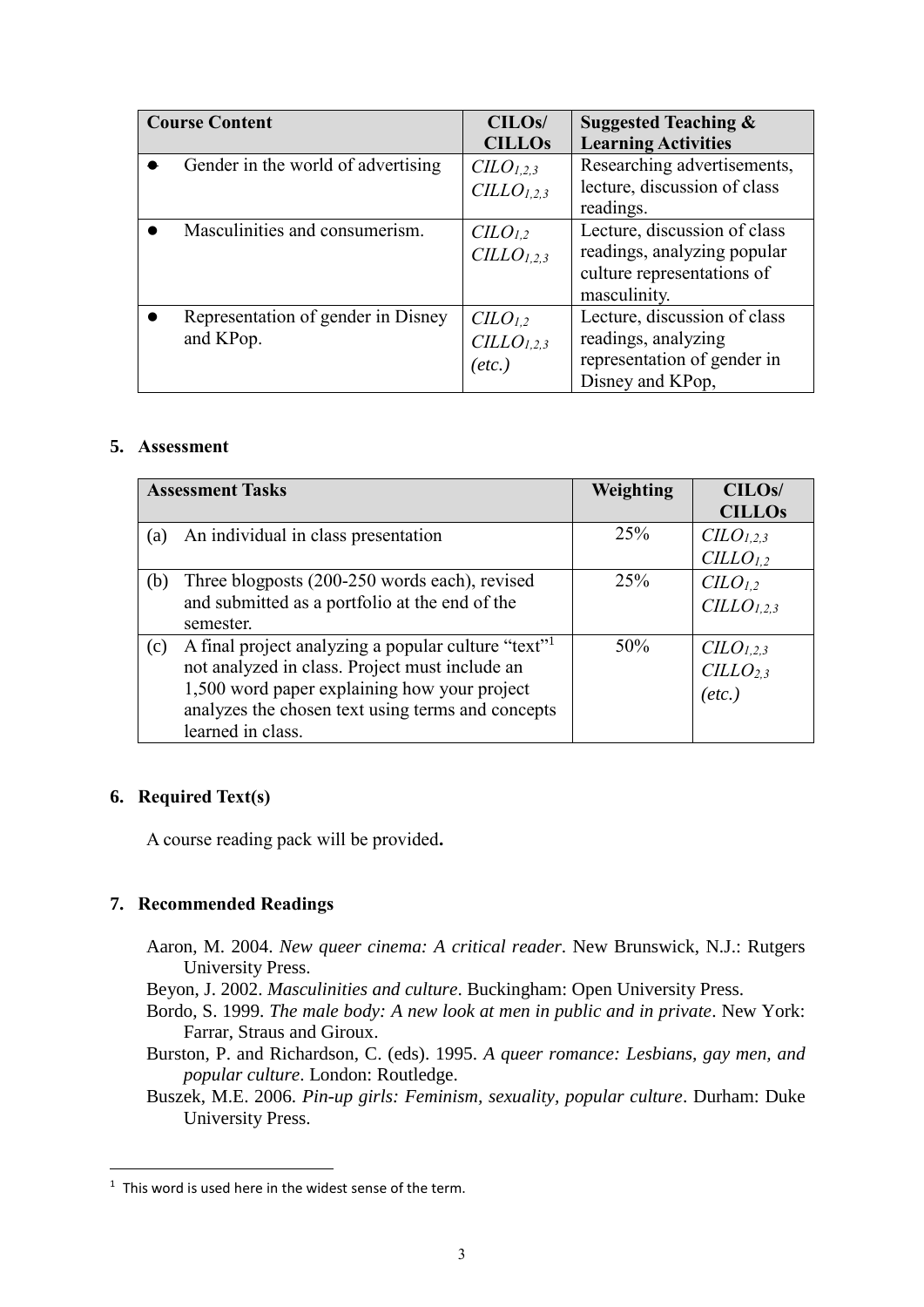| Course Content | CILOs/ CILLOs | Suggested Teaching & Learning Activities |
|---|---|---|
| • Gender in the world of advertising | $CILO_{1,2,3}$ $CILLO_{1,2,3}$ | Researching advertisements, lecture, discussion of class readings. |
| • Masculinities and consumerism. | $CILO_{1,2}$ $CILLO_{1,2,3}$ | Lecture, discussion of class readings, analyzing popular culture representations of masculinity. |
| • Representation of gender in Disney and KPop. | $CILO_{1,2}$ $CILLO_{1,2,3}$ *(etc.)* | Lecture, discussion of class readings, analyzing representation of gender in Disney and KPop, |

## 5. Assessment

| Assessment Tasks | Weighting | CILOs/ CILLOs |
|---|---|---|
| (a) An individual in class presentation | 25% | $CILO_{1,2,3}$ $CILLO_{1,2}$ |
| (b) Three blogposts (200-250 words each), revised and submitted as a portfolio at the end of the semester. | 25% | $CILO_{1,2}$ $CILLO_{1,2,3}$ |
| (c) A final project analyzing a popular culture "text"[1] not analyzed in class. Project must include an 1,500 word paper explaining how your project analyzes the chosen text using terms and concepts learned in class. | 50% | $CILO_{1,2,3}$ $CILLO_{2,3}$ *(etc.)* |

## 6. Required Text(s)

A course reading pack will be provided**.**

## 7. Recommended Readings

Aaron, M. 2004. *New queer cinema: A critical reader*. New Brunswick, N.J.: Rutgers University Press.

Beyon, J. 2002. *Masculinities and culture*. Buckingham: Open University Press.

Bordo, S. 1999. *The male body: A new look at men in public and in private*. New York: Farrar, Straus and Giroux.

Burston, P. and Richardson, C. (eds). 1995. *A queer romance: Lesbians, gay men, and popular culture*. London: Routledge.

Buszek, M.E. 2006. *Pin-up girls: Feminism, sexuality, popular culture*. Durham: Duke University Press.

---

[1] This word is used here in the widest sense of the term.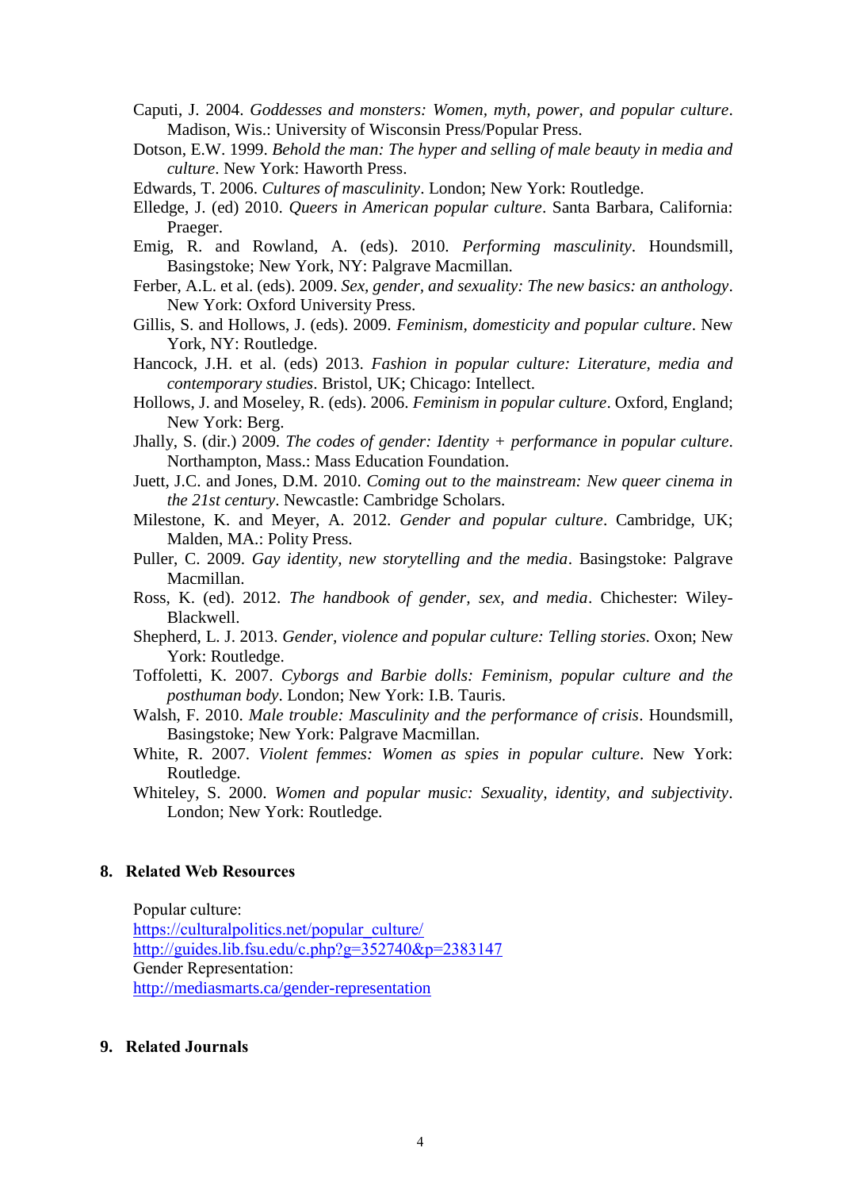Caputi, J. 2004. *Goddesses and monsters: Women, myth, power, and popular culture*. Madison, Wis.: University of Wisconsin Press/Popular Press.

Dotson, E.W. 1999. *Behold the man: The hyper and selling of male beauty in media and culture*. New York: Haworth Press.

Edwards, T. 2006. *Cultures of masculinity*. London; New York: Routledge.

Elledge, J. (ed) 2010. *Queers in American popular culture*. Santa Barbara, California: Praeger.

Emig, R. and Rowland, A. (eds). 2010. *Performing masculinity*. Houndsmill, Basingstoke; New York, NY: Palgrave Macmillan.

Ferber, A.L. et al. (eds). 2009. *Sex, gender, and sexuality: The new basics: an anthology*. New York: Oxford University Press.

Gillis, S. and Hollows, J. (eds). 2009. *Feminism, domesticity and popular culture*. New York, NY: Routledge.

Hancock, J.H. et al. (eds) 2013. *Fashion in popular culture: Literature, media and contemporary studies*. Bristol, UK; Chicago: Intellect.

Hollows, J. and Moseley, R. (eds). 2006. *Feminism in popular culture*. Oxford, England; New York: Berg.

Jhally, S. (dir.) 2009. *The codes of gender: Identity + performance in popular culture*. Northampton, Mass.: Mass Education Foundation.

Juett, J.C. and Jones, D.M. 2010. *Coming out to the mainstream: New queer cinema in the 21st century*. Newcastle: Cambridge Scholars.

Milestone, K. and Meyer, A. 2012. *Gender and popular culture*. Cambridge, UK; Malden, MA.: Polity Press.

Puller, C. 2009. *Gay identity, new storytelling and the media*. Basingstoke: Palgrave Macmillan.

Ross, K. (ed). 2012. *The handbook of gender, sex, and media*. Chichester: Wiley-Blackwell.

Shepherd, L. J. 2013. *Gender, violence and popular culture: Telling stories*. Oxon; New York: Routledge.

Toffoletti, K. 2007. *Cyborgs and Barbie dolls: Feminism, popular culture and the posthuman body*. London; New York: I.B. Tauris.

Walsh, F. 2010. *Male trouble: Masculinity and the performance of crisis*. Houndsmill, Basingstoke; New York: Palgrave Macmillan.

White, R. 2007. *Violent femmes: Women as spies in popular culture*. New York: Routledge.

Whiteley, S. 2000. *Women and popular music: Sexuality, identity, and subjectivity*. London; New York: Routledge.

## 8. Related Web Resources

Popular culture:
https://culturalpolitics.net/popular_culture/
http://guides.lib.fsu.edu/c.php?g=352740&p=2383147
Gender Representation:
http://mediasmarts.ca/gender-representation

## 9. Related Journals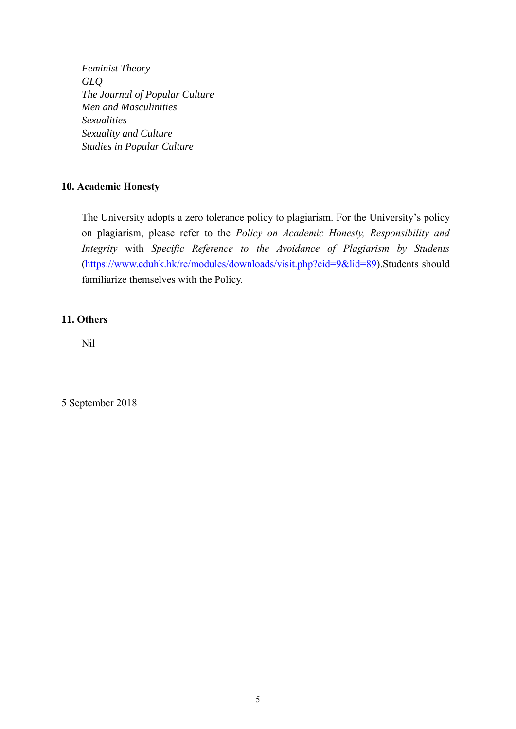*Feminist Theory*
*GLQ*
*The Journal of Popular Culture*
*Men and Masculinities*
*Sexualities*
*Sexuality and Culture*
*Studies in Popular Culture*

## 10. Academic Honesty

The University adopts a zero tolerance policy to plagiarism. For the University's policy on plagiarism, please refer to the *Policy on Academic Honesty, Responsibility and Integrity* with *Specific Reference to the Avoidance of Plagiarism by Students* (https://www.eduhk.hk/re/modules/downloads/visit.php?cid=9&lid=89).Students should familiarize themselves with the Policy.

## 11. Others

Nil

5 September 2018